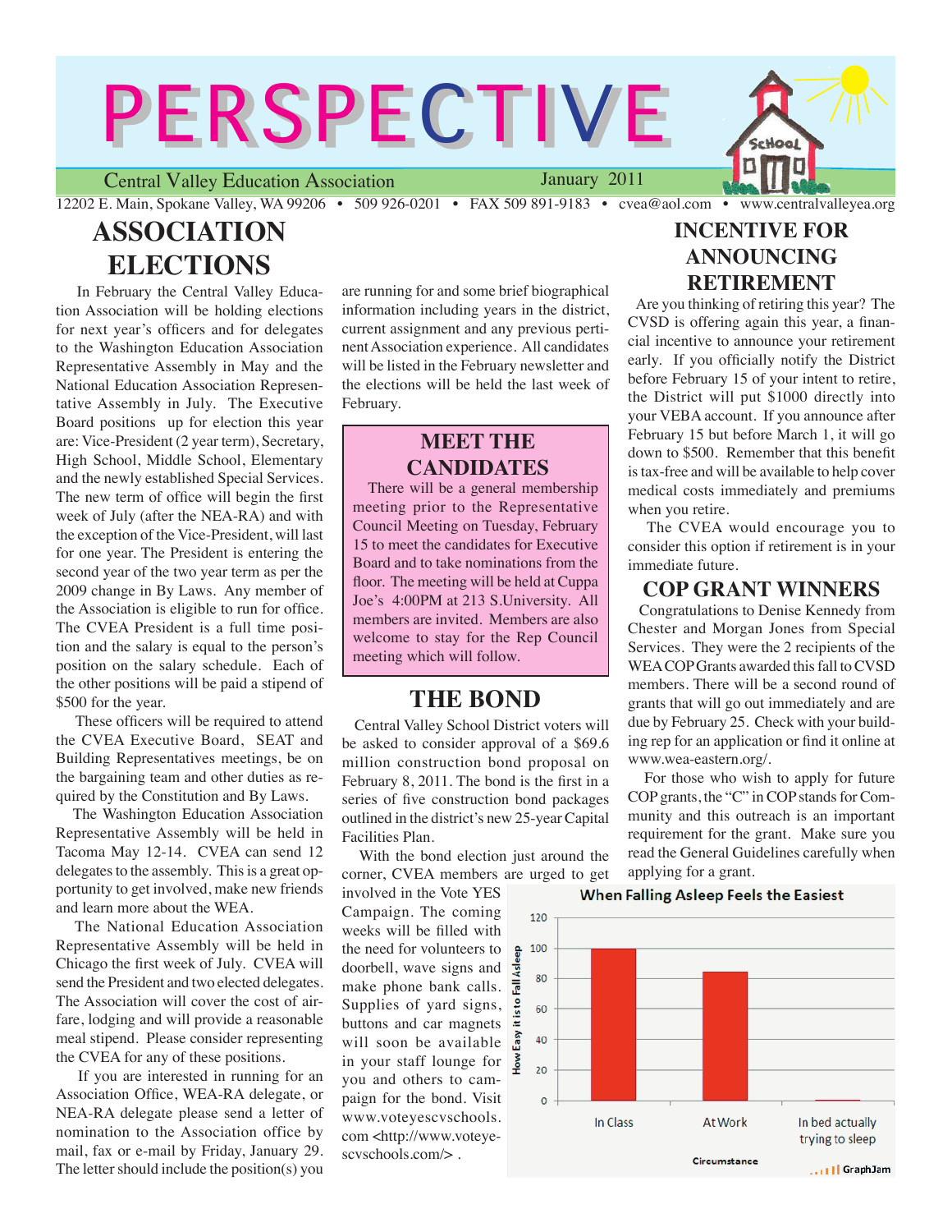# PERSPECTIVE

Central Valley Education Association — January 2011

12202 E. Main, Spokane Valley, WA 99206 • 509 926-0201 • FAX 509 891-9183 • cvea@aol.com • www.centralvalleyea.org

## ASSOCIATION ELECTIONS

In February the Central Valley Education Association will be holding elections for next year's officers and for delegates to the Washington Education Association Representative Assembly in May and the National Education Association Representative Assembly in July. The Executive Board positions up for election this year are: Vice-President (2 year term), Secretary, High School, Middle School, Elementary and the newly established Special Services. The new term of office will begin the first week of July (after the NEA-RA) and with the exception of the Vice-President, will last for one year. The President is entering the second year of the two year term as per the 2009 change in By Laws. Any member of the Association is eligible to run for office. The CVEA President is a full time position and the salary is equal to the person's position on the salary schedule. Each of the other positions will be paid a stipend of $500 for the year.

These officers will be required to attend the CVEA Executive Board, SEAT and Building Representatives meetings, be on the bargaining team and other duties as required by the Constitution and By Laws.

The Washington Education Association Representative Assembly will be held in Tacoma May 12-14. CVEA can send 12 delegates to the assembly. This is a great opportunity to get involved, make new friends and learn more about the WEA.

The National Education Association Representative Assembly will be held in Chicago the first week of July. CVEA will send the President and two elected delegates. The Association will cover the cost of airfare, lodging and will provide a reasonable meal stipend. Please consider representing the CVEA for any of these positions.

If you are interested in running for an Association Office, WEA-RA delegate, or NEA-RA delegate please send a letter of nomination to the Association office by mail, fax or e-mail by Friday, January 29. The letter should include the position(s) you are running for and some brief biographical information including years in the district, current assignment and any previous pertinent Association experience. All candidates will be listed in the February newsletter and the elections will be held the last week of February.

## MEET THE CANDIDATES

There will be a general membership meeting prior to the Representative Council Meeting on Tuesday, February 15 to meet the candidates for Executive Board and to take nominations from the floor. The meeting will be held at Cuppa Joe's 4:00PM at 213 S.University. All members are invited. Members are also welcome to stay for the Rep Council meeting which will follow.

## THE BOND

Central Valley School District voters will be asked to consider approval of a $69.6 million construction bond proposal on February 8, 2011. The bond is the first in a series of five construction bond packages outlined in the district's new 25-year Capital Facilities Plan.

With the bond election just around the corner, CVEA members are urged to get involved in the Vote YES Campaign. The coming weeks will be filled with the need for volunteers to doorbell, wave signs and make phone bank calls. Supplies of yard signs, buttons and car magnets will soon be available in your staff lounge for you and others to campaign for the bond. Visit www.voteyescvschools.com <http://www.voteyescvschools.com/> .

## INCENTIVE FOR ANNOUNCING RETIREMENT

Are you thinking of retiring this year? The CVSD is offering again this year, a financial incentive to announce your retirement early. If you officially notify the District before February 15 of your intent to retire, the District will put $1000 directly into your VEBA account. If you announce after February 15 but before March 1, it will go down to $500. Remember that this benefit is tax-free and will be available to help cover medical costs immediately and premiums when you retire.

The CVEA would encourage you to consider this option if retirement is in your immediate future.

## COP GRANT WINNERS

Congratulations to Denise Kennedy from Chester and Morgan Jones from Special Services. They were the 2 recipients of the WEA COP Grants awarded this fall to CVSD members. There will be a second round of grants that will go out immediately and are due by February 25. Check with your building rep for an application or find it online at www.wea-eastern.org/.

For those who wish to apply for future COP grants, the "C" in COP stands for Community and this outreach is an important requirement for the grant. Make sure you read the General Guidelines carefully when applying for a grant.

**When Falling Asleep Feels the Easiest**

| Circumstance | How Easy it is to Fall Asleep |
|---|---|
| In Class | 100 |
| At Work | 85 |
| In bed actually trying to sleep | 0 |

GraphJam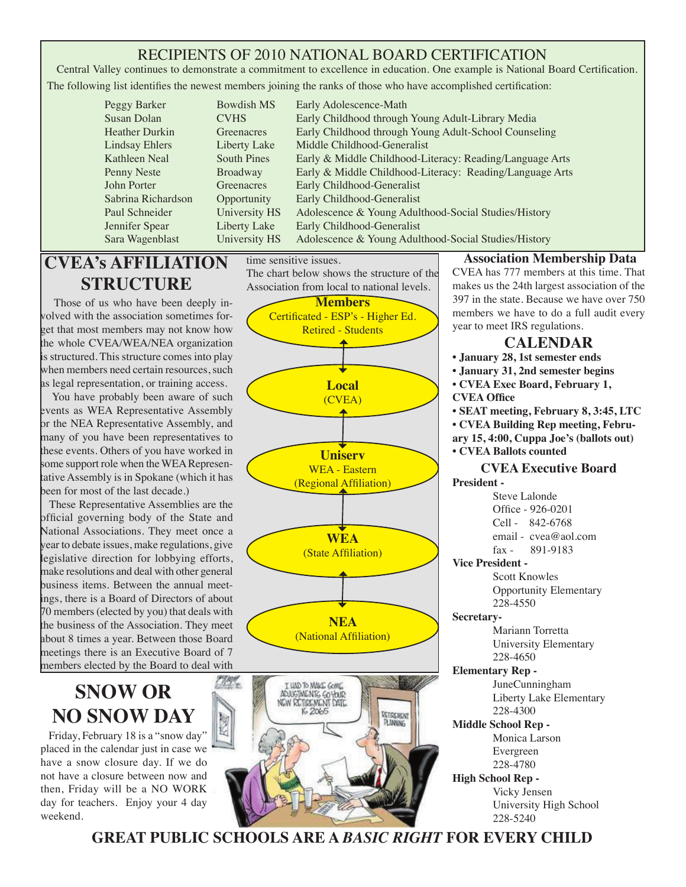## RECIPIENTS OF 2010 NATIONAL BOARD CERTIFICATION

Central Valley continues to demonstrate a commitment to excellence in education. One example is National Board Certification. The following list identifies the newest members joining the ranks of those who have accomplished certification:

| | | |
|---|---|---|
| Peggy Barker | Bowdish MS | Early Adolescence-Math |
| Susan Dolan | CVHS | Early Childhood through Young Adult-Library Media |
| Heather Durkin | Greenacres | Early Childhood through Young Adult-School Counseling |
| Lindsay Ehlers | Liberty Lake | Middle Childhood-Generalist |
| Kathleen Neal | South Pines | Early & Middle Childhood-Literacy: Reading/Language Arts |
| Penny Neste | Broadway | Early & Middle Childhood-Literacy: Reading/Language Arts |
| John Porter | Greenacres | Early Childhood-Generalist |
| Sabrina Richardson | Opportunity | Early Childhood-Generalist |
| Paul Schneider | University HS | Adolescence & Young Adulthood-Social Studies/History |
| Jennifer Spear | Liberty Lake | Early Childhood-Generalist |
| Sara Wagenblast | University HS | Adolescence & Young Adulthood-Social Studies/History |

## CVEA's AFFILIATION STRUCTURE

Those of us who have been deeply involved with the association sometimes forget that most members may not know how the whole CVEA/WEA/NEA organization is structured. This structure comes into play when members need certain resources, such as legal representation, or training access.

You have probably been aware of such events as WEA Representative Assembly or the NEA Representative Assembly, and many of you have been representatives to these events. Others of you have worked in some support role when the WEA Representative Assembly is in Spokane (which it has been for most of the last decade.)

These Representative Assemblies are the official governing body of the State and National Associations. They meet once a year to debate issues, make regulations, give legislative direction for lobbying efforts, make resolutions and deal with other general business items. Between the annual meetings, there is a Board of Directors of about 70 members (elected by you) that deals with the business of the Association. They meet about 8 times a year. Between those Board meetings there is an Executive Board of 7 members elected by the Board to deal with time sensitive issues.

The chart below shows the structure of the Association from local to national levels.

**Members**
Certificated - ESP's - Higher Ed.
Retired - Students

**Local**
(CVEA)

**Uniserv**
WEA - Eastern
(Regional Affiliation)

**WEA**
(State Affiliation)

**NEA**
(National Affiliation)

## SNOW OR NO SNOW DAY

Friday, February 18 is a "snow day" placed in the calendar just in case we have a snow closure day. If we do not have a closure between now and then, Friday will be a NO WORK day for teachers. Enjoy your 4 day weekend.

### Association Membership Data

CVEA has 777 members at this time. That makes us the 24th largest association of the 397 in the state. Because we have over 750 members we have to do a full audit every year to meet IRS regulations.

## CALENDAR

- **January 28, 1st semester ends**
- **January 31, 2nd semester begins**
- **CVEA Exec Board, February 1, CVEA Office**
- **SEAT meeting, February 8, 3:45, LTC**
- **CVEA Building Rep meeting, February 15, 4:00, Cuppa Joe's (ballots out)**
- **CVEA Ballots counted**

### CVEA Executive Board

**President -**
Steve Lalonde
Office - 926-0201
Cell - 842-6768
email - cvea@aol.com
fax - 891-9183

**Vice President -**
Scott Knowles
Opportunity Elementary
228-4550

**Secretary-**
Mariann Torretta
University Elementary
228-4650

**Elementary Rep -**
JuneCunningham
Liberty Lake Elementary
228-4300

**Middle School Rep -**
Monica Larson
Evergreen
228-4780

**High School Rep -**
Vicky Jensen
University High School
228-5240

**GREAT PUBLIC SCHOOLS ARE A *BASIC RIGHT* FOR EVERY CHILD**